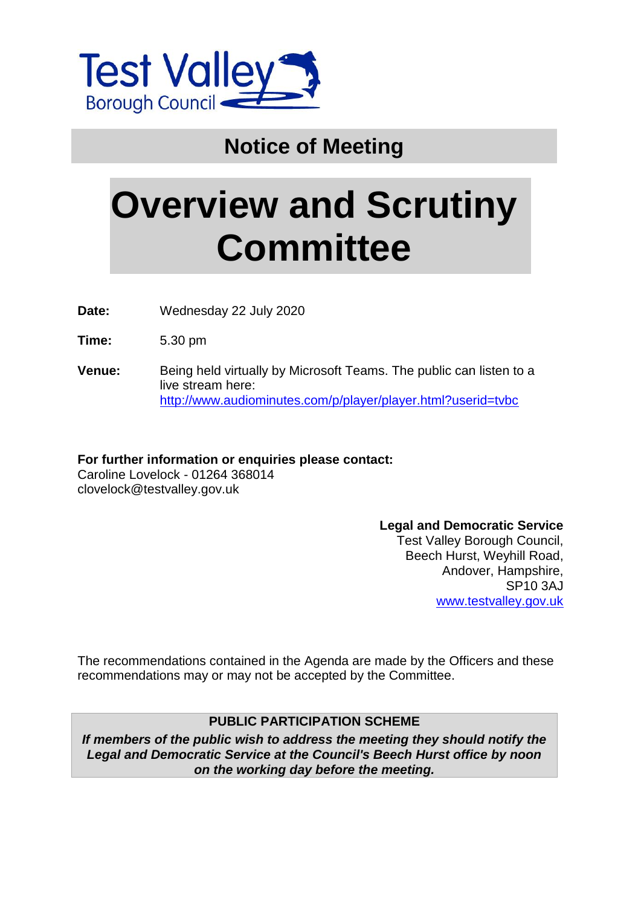Test Valley
Borough Council

## Notice of Meeting

# Overview and Scrutiny Committee

**Date:** Wednesday 22 July 2020

**Time:** 5.30 pm

**Venue:** Being held virtually by Microsoft Teams. The public can listen to a live stream here: http://www.audiominutes.com/p/player/player.html?userid=tvbc

**For further information or enquiries please contact:**
Caroline Lovelock - 01264 368014
clovelock@testvalley.gov.uk

**Legal and Democratic Service**
Test Valley Borough Council,
Beech Hurst, Weyhill Road,
Andover, Hampshire,
SP10 3AJ
www.testvalley.gov.uk

The recommendations contained in the Agenda are made by the Officers and these recommendations may or may not be accepted by the Committee.

**PUBLIC PARTICIPATION SCHEME**

***If members of the public wish to address the meeting they should notify the Legal and Democratic Service at the Council's Beech Hurst office by noon on the working day before the meeting.***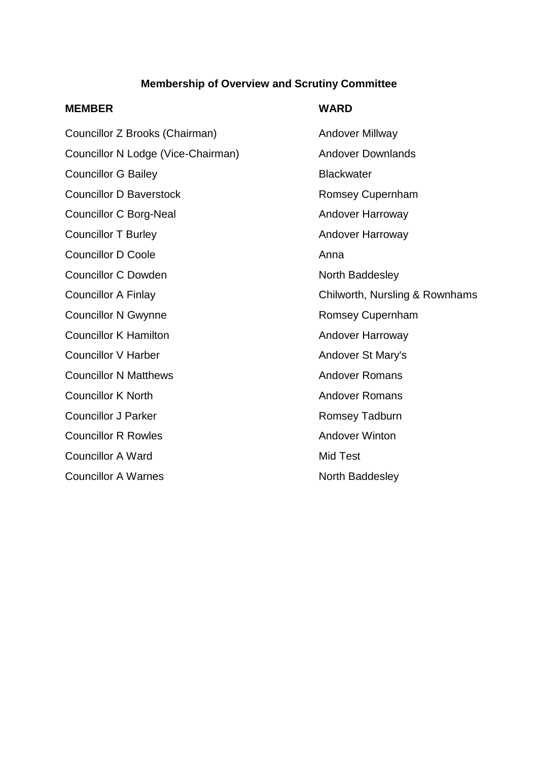## Membership of Overview and Scrutiny Committee

| MEMBER | WARD |
| --- | --- |
| Councillor Z Brooks (Chairman) | Andover Millway |
| Councillor N Lodge (Vice-Chairman) | Andover Downlands |
| Councillor G Bailey | Blackwater |
| Councillor D Baverstock | Romsey Cupernham |
| Councillor C Borg-Neal | Andover Harroway |
| Councillor T Burley | Andover Harroway |
| Councillor D Coole | Anna |
| Councillor C Dowden | North Baddesley |
| Councillor A Finlay | Chilworth, Nursling & Rownhams |
| Councillor N Gwynne | Romsey Cupernham |
| Councillor K Hamilton | Andover Harroway |
| Councillor V Harber | Andover St Mary's |
| Councillor N Matthews | Andover Romans |
| Councillor K North | Andover Romans |
| Councillor J Parker | Romsey Tadburn |
| Councillor R Rowles | Andover Winton |
| Councillor A Ward | Mid Test |
| Councillor A Warnes | North Baddesley |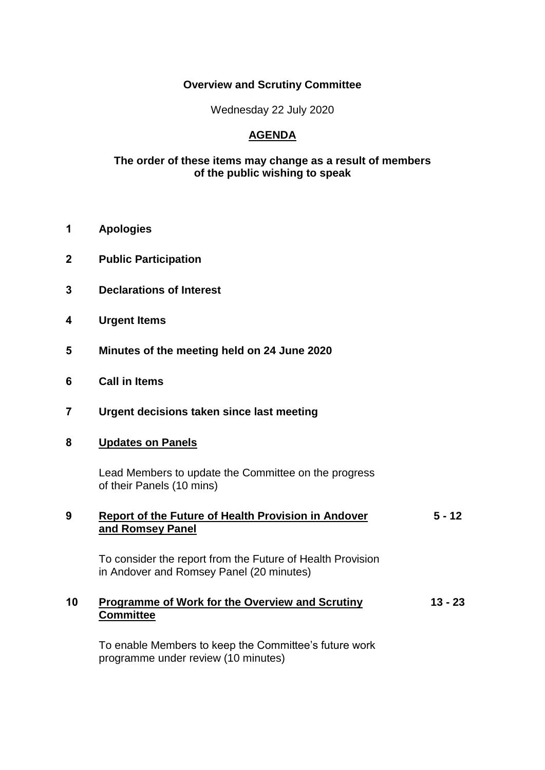**Overview and Scrutiny Committee**

Wednesday 22 July 2020

# AGENDA

**The order of these items may change as a result of members of the public wishing to speak**

**1 Apologies**

**2 Public Participation**

**3 Declarations of Interest**

**4 Urgent Items**

**5 Minutes of the meeting held on 24 June 2020**

**6 Call in Items**

**7 Urgent decisions taken since last meeting**

**8 Updates on Panels**

Lead Members to update the Committee on the progress of their Panels (10 mins)

**9 Report of the Future of Health Provision in Andover and Romsey Panel** — **5 - 12**

To consider the report from the Future of Health Provision in Andover and Romsey Panel (20 minutes)

**10 Programme of Work for the Overview and Scrutiny Committee** — **13 - 23**

To enable Members to keep the Committee's future work programme under review (10 minutes)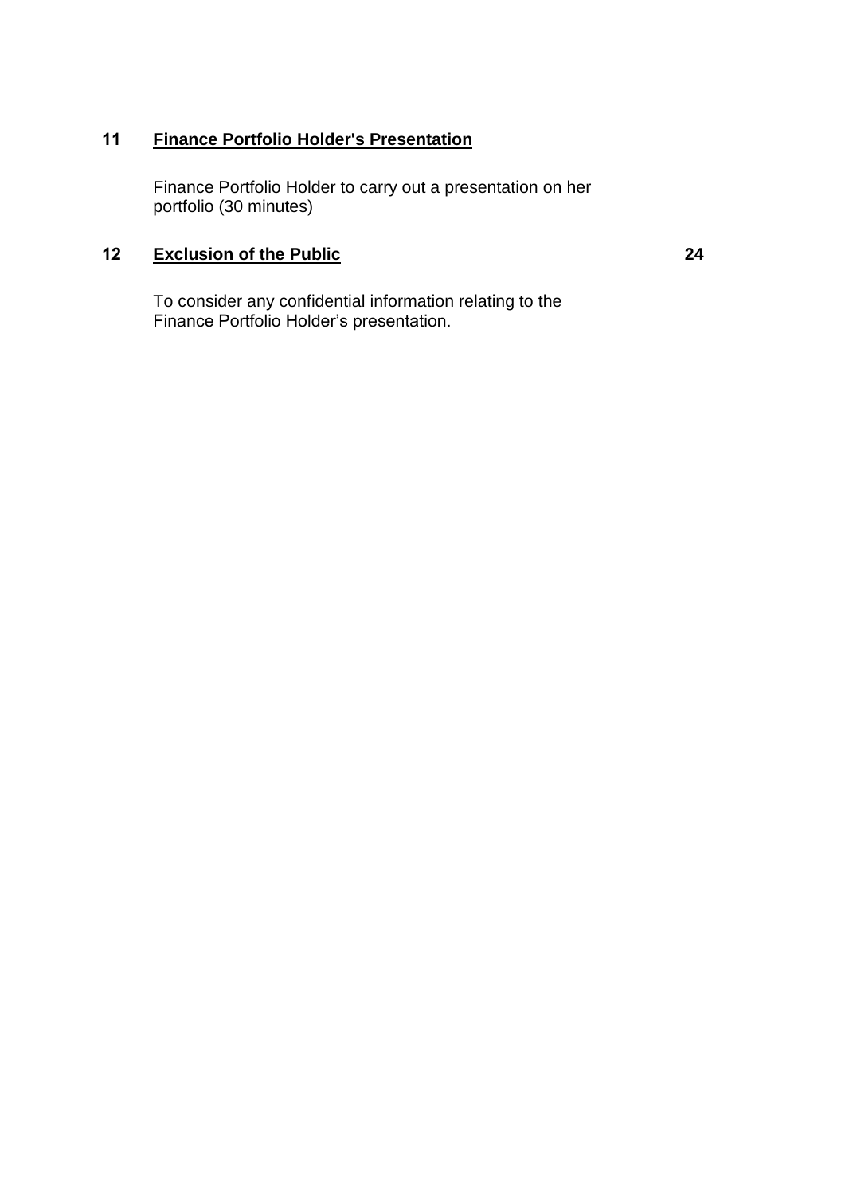**11 Finance Portfolio Holder's Presentation**

Finance Portfolio Holder to carry out a presentation on her portfolio (30 minutes)

**12 Exclusion of the Public** **24**

To consider any confidential information relating to the Finance Portfolio Holder's presentation.